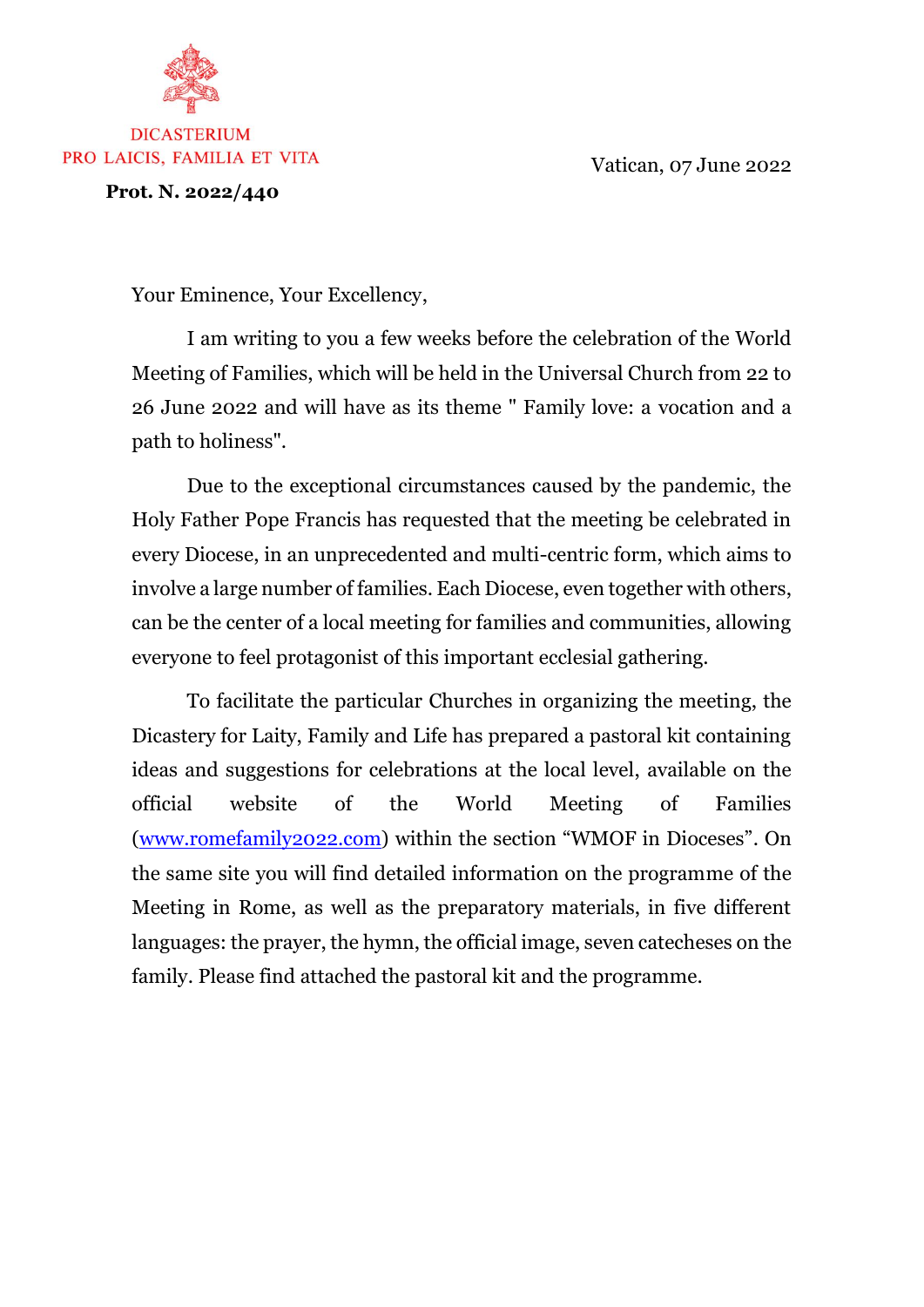DICASTERIUM
PRO LAICIS, FAMILIA ET VITA

**Prot. N. 2022/440**

Vatican, 07 June 2022

Your Eminence, Your Excellency,

I am writing to you a few weeks before the celebration of the World Meeting of Families, which will be held in the Universal Church from 22 to 26 June 2022 and will have as its theme " Family love: a vocation and a path to holiness".

Due to the exceptional circumstances caused by the pandemic, the Holy Father Pope Francis has requested that the meeting be celebrated in every Diocese, in an unprecedented and multi-centric form, which aims to involve a large number of families. Each Diocese, even together with others, can be the center of a local meeting for families and communities, allowing everyone to feel protagonist of this important ecclesial gathering.

To facilitate the particular Churches in organizing the meeting, the Dicastery for Laity, Family and Life has prepared a pastoral kit containing ideas and suggestions for celebrations at the local level, available on the official website of the World Meeting of Families ([www.romefamily2022.com](www.romefamily2022.com)) within the section "WMOF in Dioceses". On the same site you will find detailed information on the programme of the Meeting in Rome, as well as the preparatory materials, in five different languages: the prayer, the hymn, the official image, seven catecheses on the family. Please find attached the pastoral kit and the programme.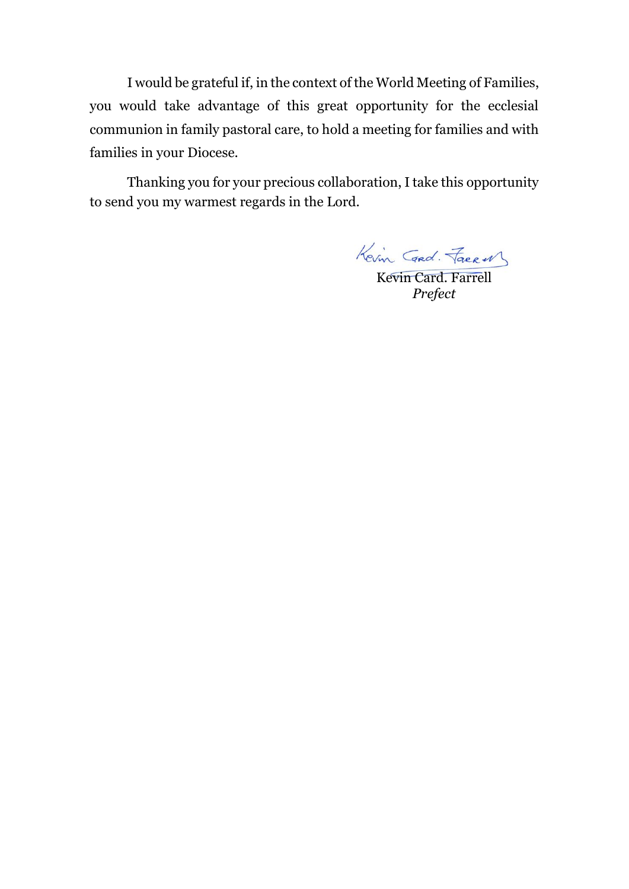I would be grateful if, in the context of the World Meeting of Families, you would take advantage of this great opportunity for the ecclesial communion in family pastoral care, to hold a meeting for families and with families in your Diocese.

Thanking you for your precious collaboration, I take this opportunity to send you my warmest regards in the Lord.

Kevin Card. Farrell
*Prefect*